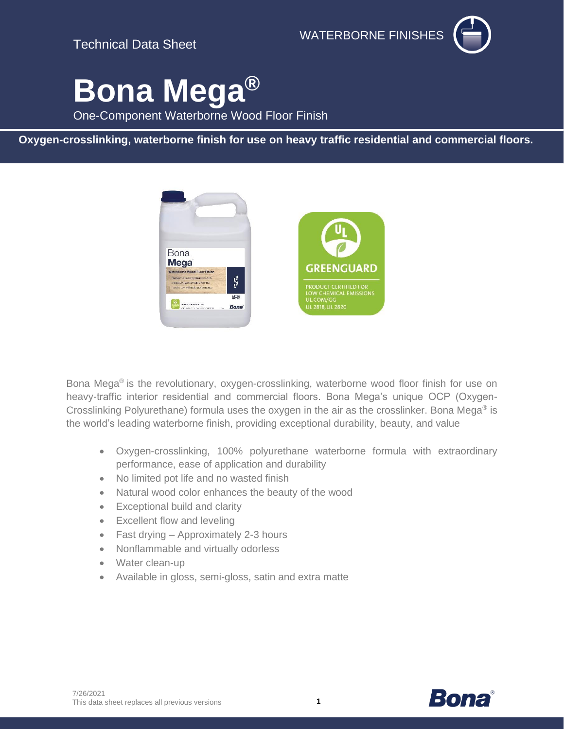Technical Data Sheet

WATERBORNE FINISHES

# Bona Mega®

One-Component Waterborne Wood Floor Finish

**Oxygen-crosslinking, waterborne finish for use on heavy traffic residential and commercial floors.**

Bona Mega® is the revolutionary, oxygen-crosslinking, waterborne wood floor finish for use on heavy-traffic interior residential and commercial floors. Bona Mega's unique OCP (Oxygen-Crosslinking Polyurethane) formula uses the oxygen in the air as the crosslinker. Bona Mega® is the world's leading waterborne finish, providing exceptional durability, beauty, and value

- Oxygen-crosslinking, 100% polyurethane waterborne formula with extraordinary performance, ease of application and durability
- No limited pot life and no wasted finish
- Natural wood color enhances the beauty of the wood
- Exceptional build and clarity
- Excellent flow and leveling
- Fast drying – Approximately 2-3 hours
- Nonflammable and virtually odorless
- Water clean-up
- Available in gloss, semi-gloss, satin and extra matte

7/26/2021
This data sheet replaces all previous versions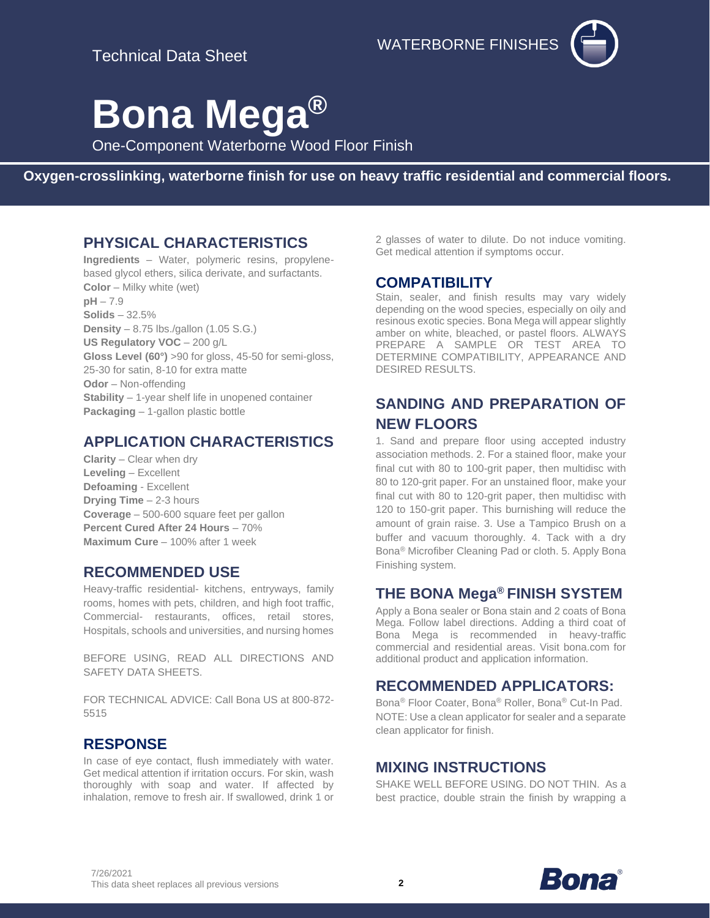Technical Data Sheet

WATERBORNE FINISHES

# Bona Mega®

One-Component Waterborne Wood Floor Finish

**Oxygen-crosslinking, waterborne finish for use on heavy traffic residential and commercial floors.**

## PHYSICAL CHARACTERISTICS

**Ingredients** – Water, polymeric resins, propylene-based glycol ethers, silica derivate, and surfactants.
**Color** – Milky white (wet)
**pH** – 7.9
**Solids** – 32.5%
**Density** – 8.75 lbs./gallon (1.05 S.G.)
**US Regulatory VOC** – 200 g/L
**Gloss Level (60°)** >90 for gloss, 45-50 for semi-gloss, 25-30 for satin, 8-10 for extra matte
**Odor** – Non-offending
**Stability** – 1-year shelf life in unopened container
**Packaging** – 1-gallon plastic bottle

## APPLICATION CHARACTERISTICS

**Clarity** – Clear when dry
**Leveling** – Excellent
**Defoaming** - Excellent
**Drying Time** – 2-3 hours
**Coverage** – 500-600 square feet per gallon
**Percent Cured After 24 Hours** – 70%
**Maximum Cure** – 100% after 1 week

## RECOMMENDED USE

Heavy-traffic residential- kitchens, entryways, family rooms, homes with pets, children, and high foot traffic, Commercial- restaurants, offices, retail stores, Hospitals, schools and universities, and nursing homes

BEFORE USING, READ ALL DIRECTIONS AND SAFETY DATA SHEETS.

FOR TECHNICAL ADVICE: Call Bona US at 800-872-5515

## RESPONSE

In case of eye contact, flush immediately with water. Get medical attention if irritation occurs. For skin, wash thoroughly with soap and water. If affected by inhalation, remove to fresh air. If swallowed, drink 1 or 2 glasses of water to dilute. Do not induce vomiting. Get medical attention if symptoms occur.

## COMPATIBILITY

Stain, sealer, and finish results may vary widely depending on the wood species, especially on oily and resinous exotic species. Bona Mega will appear slightly amber on white, bleached, or pastel floors. ALWAYS PREPARE A SAMPLE OR TEST AREA TO DETERMINE COMPATIBILITY, APPEARANCE AND DESIRED RESULTS.

## SANDING AND PREPARATION OF NEW FLOORS

1. Sand and prepare floor using accepted industry association methods. 2. For a stained floor, make your final cut with 80 to 100-grit paper, then multidisc with 80 to 120-grit paper. For an unstained floor, make your final cut with 80 to 120-grit paper, then multidisc with 120 to 150-grit paper. This burnishing will reduce the amount of grain raise. 3. Use a Tampico Brush on a buffer and vacuum thoroughly. 4. Tack with a dry Bona® Microfiber Cleaning Pad or cloth. 5. Apply Bona Finishing system.

## THE BONA Mega® FINISH SYSTEM

Apply a Bona sealer or Bona stain and 2 coats of Bona Mega. Follow label directions. Adding a third coat of Bona Mega is recommended in heavy-traffic commercial and residential areas. Visit bona.com for additional product and application information.

## RECOMMENDED APPLICATORS:

Bona® Floor Coater, Bona® Roller, Bona® Cut-In Pad.
NOTE: Use a clean applicator for sealer and a separate clean applicator for finish.

## MIXING INSTRUCTIONS

SHAKE WELL BEFORE USING. DO NOT THIN. As a best practice, double strain the finish by wrapping a

7/26/2021
This data sheet replaces all previous versions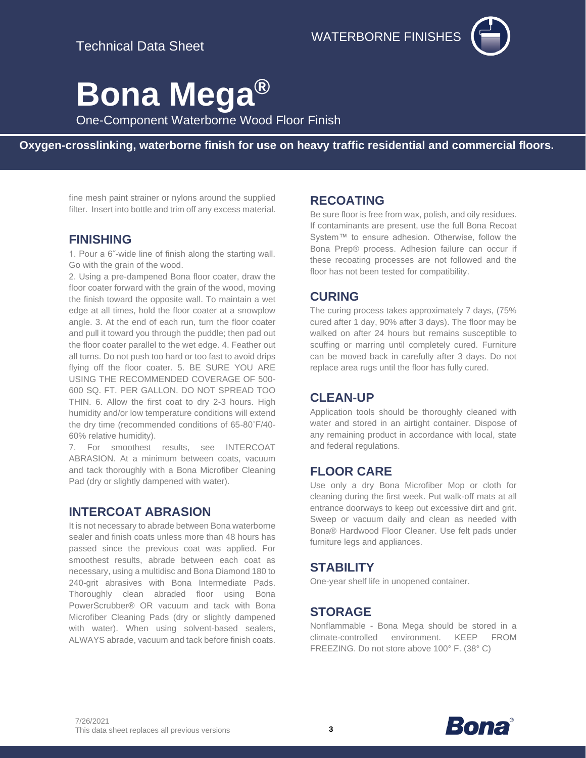fine mesh paint strainer or nylons around the supplied filter. Insert into bottle and trim off any excess material.

## FINISHING

1. Pour a 6˝-wide line of finish along the starting wall. Go with the grain of the wood.
2. Using a pre-dampened Bona floor coater, draw the floor coater forward with the grain of the wood, moving the finish toward the opposite wall. To maintain a wet edge at all times, hold the floor coater at a snowplow angle. 3. At the end of each run, turn the floor coater and pull it toward you through the puddle; then pad out the floor coater parallel to the wet edge. 4. Feather out all turns. Do not push too hard or too fast to avoid drips flying off the floor coater. 5. BE SURE YOU ARE USING THE RECOMMENDED COVERAGE OF 500-600 SQ. FT. PER GALLON. DO NOT SPREAD TOO THIN. 6. Allow the first coat to dry 2-3 hours. High humidity and/or low temperature conditions will extend the dry time (recommended conditions of 65-80˚F/40-60% relative humidity).
7. For smoothest results, see INTERCOAT ABRASION. At a minimum between coats, vacuum and tack thoroughly with a Bona Microfiber Cleaning Pad (dry or slightly dampened with water).

## INTERCOAT ABRASION

It is not necessary to abrade between Bona waterborne sealer and finish coats unless more than 48 hours has passed since the previous coat was applied. For smoothest results, abrade between each coat as necessary, using a multidisc and Bona Diamond 180 to 240-grit abrasives with Bona Intermediate Pads. Thoroughly clean abraded floor using Bona PowerScrubber® OR vacuum and tack with Bona Microfiber Cleaning Pads (dry or slightly dampened with water). When using solvent-based sealers, ALWAYS abrade, vacuum and tack before finish coats.

## RECOATING

Be sure floor is free from wax, polish, and oily residues. If contaminants are present, use the full Bona Recoat System™ to ensure adhesion. Otherwise, follow the Bona Prep® process. Adhesion failure can occur if these recoating processes are not followed and the floor has not been tested for compatibility.

## CURING

The curing process takes approximately 7 days, (75% cured after 1 day, 90% after 3 days). The floor may be walked on after 24 hours but remains susceptible to scuffing or marring until completely cured. Furniture can be moved back in carefully after 3 days. Do not replace area rugs until the floor has fully cured.

## CLEAN-UP

Application tools should be thoroughly cleaned with water and stored in an airtight container. Dispose of any remaining product in accordance with local, state and federal regulations.

## FLOOR CARE

Use only a dry Bona Microfiber Mop or cloth for cleaning during the first week. Put walk-off mats at all entrance doorways to keep out excessive dirt and grit. Sweep or vacuum daily and clean as needed with Bona® Hardwood Floor Cleaner. Use felt pads under furniture legs and appliances.

## STABILITY

One-year shelf life in unopened container.

## STORAGE

Nonflammable - Bona Mega should be stored in a climate-controlled environment. KEEP FROM FREEZING. Do not store above 100° F. (38° C)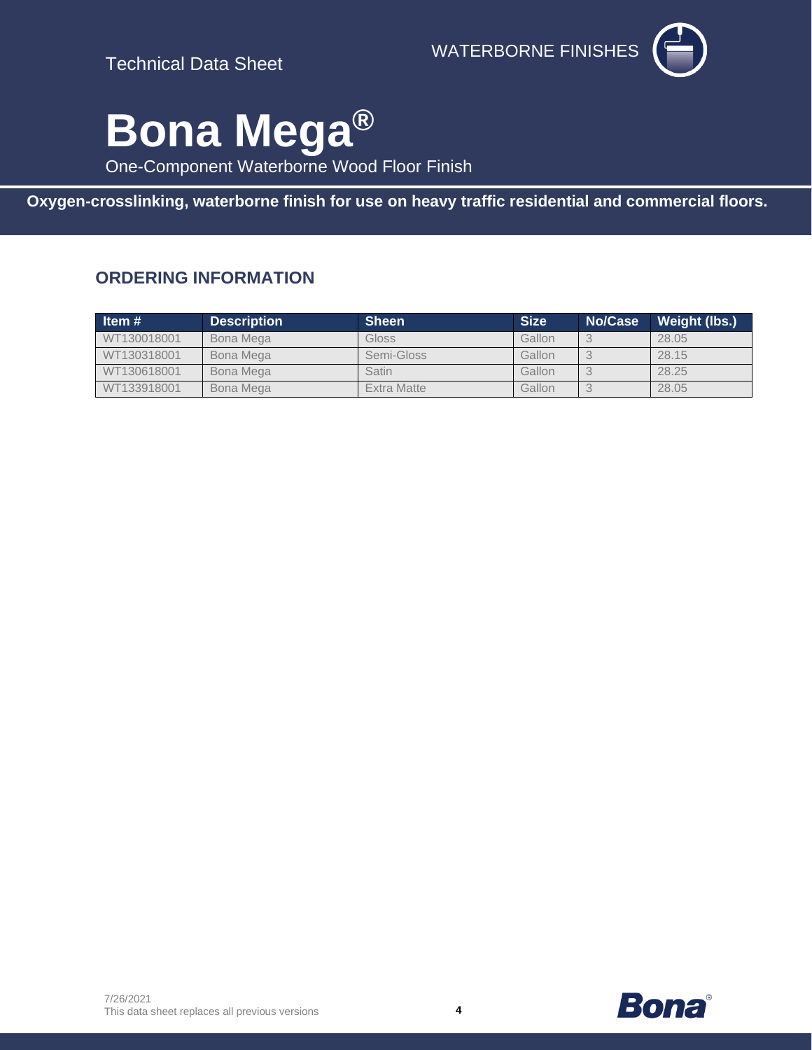Technical Data Sheet

WATERBORNE FINISHES

# Bona Mega®

One-Component Waterborne Wood Floor Finish

**Oxygen-crosslinking, waterborne finish for use on heavy traffic residential and commercial floors.**

## ORDERING INFORMATION

| Item # | Description | Sheen | Size | No/Case | Weight (lbs.) |
|---|---|---|---|---|---|
| WT130018001 | Bona Mega | Gloss | Gallon | 3 | 28.05 |
| WT130318001 | Bona Mega | Semi-Gloss | Gallon | 3 | 28.15 |
| WT130618001 | Bona Mega | Satin | Gallon | 3 | 28.25 |
| WT133918001 | Bona Mega | Extra Matte | Gallon | 3 | 28.05 |

7/26/2021
This data sheet replaces all previous versions